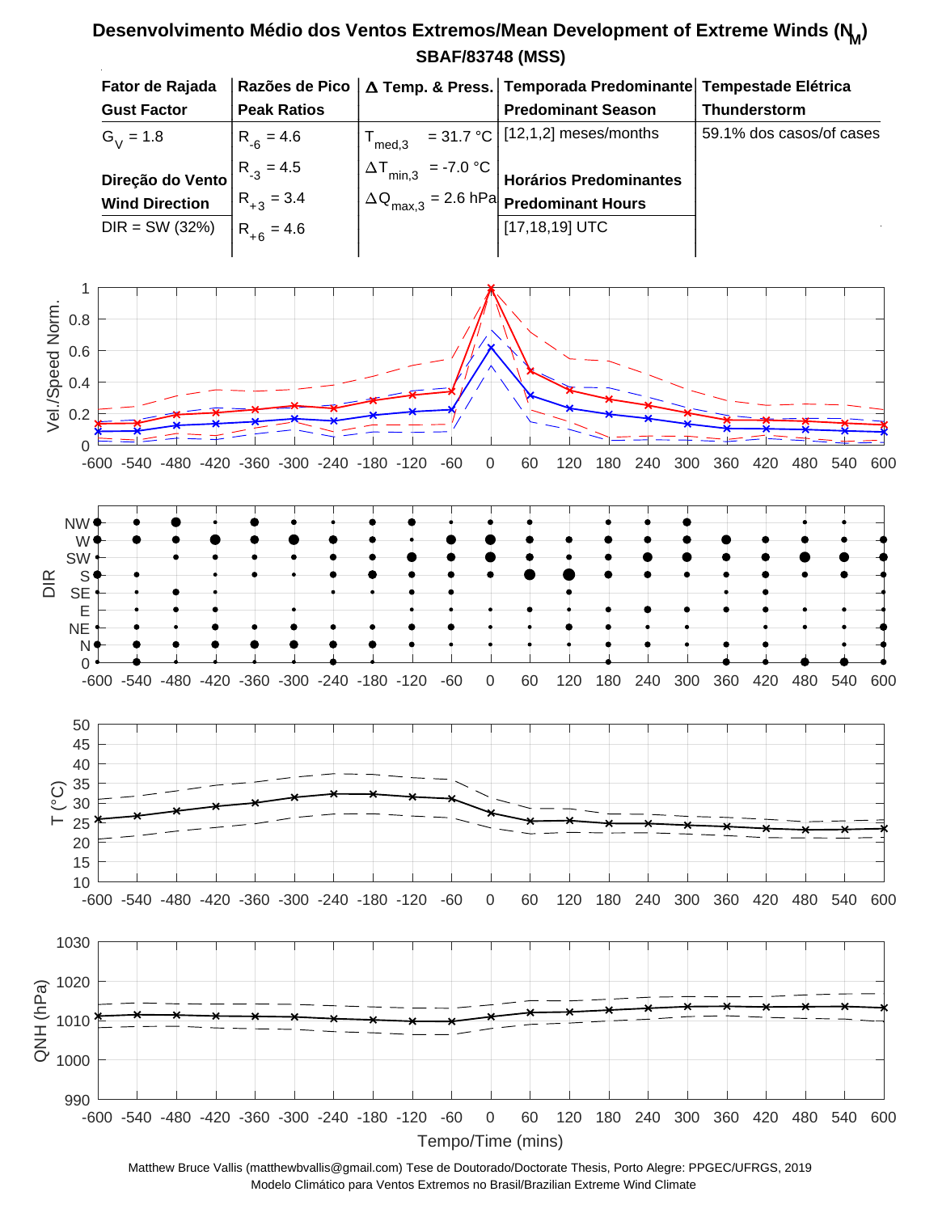# Desenvolvimento Médio dos Ventos Extremos/Mean Development of Extreme Winds ($N_M$)

## SBAF/83748 (MSS)

| Fator de Rajada<br>Gust Factor | Razões de Pico<br>Peak Ratios | Δ Temp. & Press. | Temporada Predominante<br>Predominant Season | Tempestade Elétrica<br>Thunderstorm |
|---|---|---|---|---|
| $G_V$ = 1.8 | $R_{-6}$ = 4.6 | $T_{med,3}$ = 31.7 °C | [12,1,2] meses/months | 59.1% dos casos/of cases |
| **Direção do Vento**<br>**Wind Direction** | $R_{-3}$ = 4.5 | $\Delta T_{min,3}$ = -7.0 °C | **Horários Predominantes**<br>**Predominant Hours** | |
| DIR = SW (32%) | $R_{+3}$ = 3.4 | $\Delta Q_{max,3}$ = 2.6 hPa | [17,18,19] UTC | |
| | $R_{+6}$ = 4.6 | | | |

Vel./Speed Norm.

1
0.8
0.6
0.4
0.2
0

-600 -540 -480 -420 -360 -300 -240 -180 -120 -60 0 60 120 180 240 300 360 420 480 540 600

DIR

NW
W
SW
S
SE
E
NE
N
0

-600 -540 -480 -420 -360 -300 -240 -180 -120 -60 0 60 120 180 240 300 360 420 480 540 600

T (°C)

50
45
40
35
30
25
20
15
10

-600 -540 -480 -420 -360 -300 -240 -180 -120 -60 0 60 120 180 240 300 360 420 480 540 600

QNH (hPa)

1030
1020
1010
1000
990

-600 -540 -480 -420 -360 -300 -240 -180 -120 -60 0 60 120 180 240 300 360 420 480 540 600

Tempo/Time (mins)

Matthew Bruce Vallis (matthewbvallis@gmail.com) Tese de Doutorado/Doctorate Thesis, Porto Alegre: PPGEC/UFRGS, 2019

Modelo Climático para Ventos Extremos no Brasil/Brazilian Extreme Wind Climate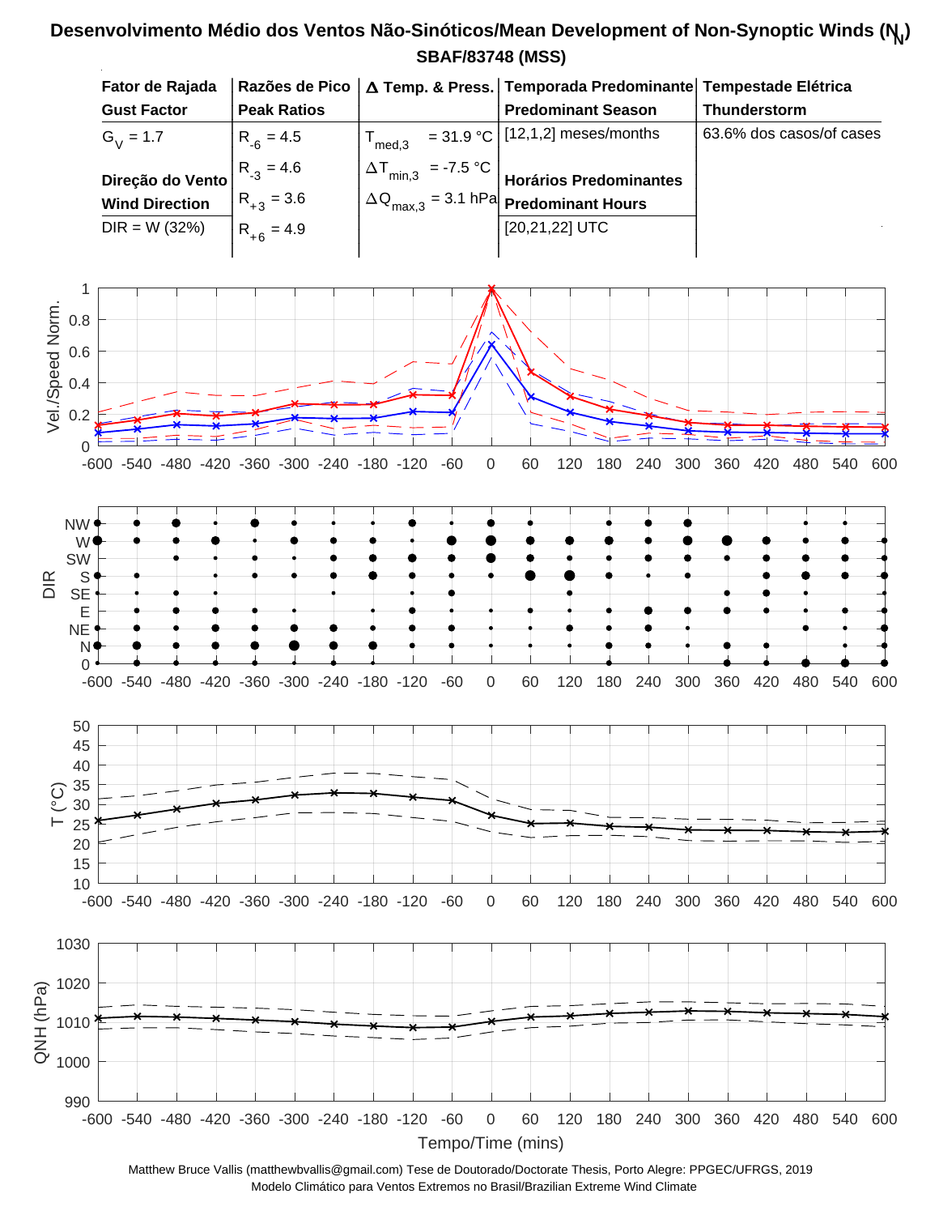# Desenvolvimento Médio dos Ventos Não-Sinóticos/Mean Development of Non-Synoptic Winds ($N_N$)

## SBAF/83748 (MSS)

| Fator de Rajada<br>Gust Factor | Razões de Pico<br>Peak Ratios | Δ Temp. & Press. | Temporada Predominante<br>Predominant Season | Tempestade Elétrica<br>Thunderstorm |
|---|---|---|---|---|
| $G_V$ = 1.7 | $R_{-6}$ = 4.5 | $T_{med,3}$ = 31.9 °C | [12,1,2] meses/months | 63.6% dos casos/of cases |
| **Direção do Vento<br>Wind Direction** | $R_{-3}$ = 4.6 | $\Delta T_{min,3}$ = -7.5 °C | **Horários Predominantes<br>Predominant Hours** | |
| DIR = W (32%) | $R_{+3}$ = 3.6 | $\Delta Q_{max,3}$ = 3.1 hPa | [20,21,22] UTC | |
| | $R_{+6}$ = 4.9 | | | |

Vel./Speed Norm.
1
0.8
0.6
0.4
0.2
0
-600 -540 -480 -420 -360 -300 -240 -180 -120 -60 0 60 120 180 240 300 360 420 480 540 600

DIR
NW
W
SW
S
SE
E
NE
N
0
-600 -540 -480 -420 -360 -300 -240 -180 -120 -60 0 60 120 180 240 300 360 420 480 540 600

T (°C)
50
45
40
35
30
25
20
15
10
-600 -540 -480 -420 -360 -300 -240 -180 -120 -60 0 60 120 180 240 300 360 420 480 540 600

QNH (hPa)
1030
1020
1010
1000
990
-600 -540 -480 -420 -360 -300 -240 -180 -120 -60 0 60 120 180 240 300 360 420 480 540 600

Tempo/Time (mins)

Matthew Bruce Vallis (matthewbvallis@gmail.com) Tese de Doutorado/Doctorate Thesis, Porto Alegre: PPGEC/UFRGS, 2019
Modelo Climático para Ventos Extremos no Brasil/Brazilian Extreme Wind Climate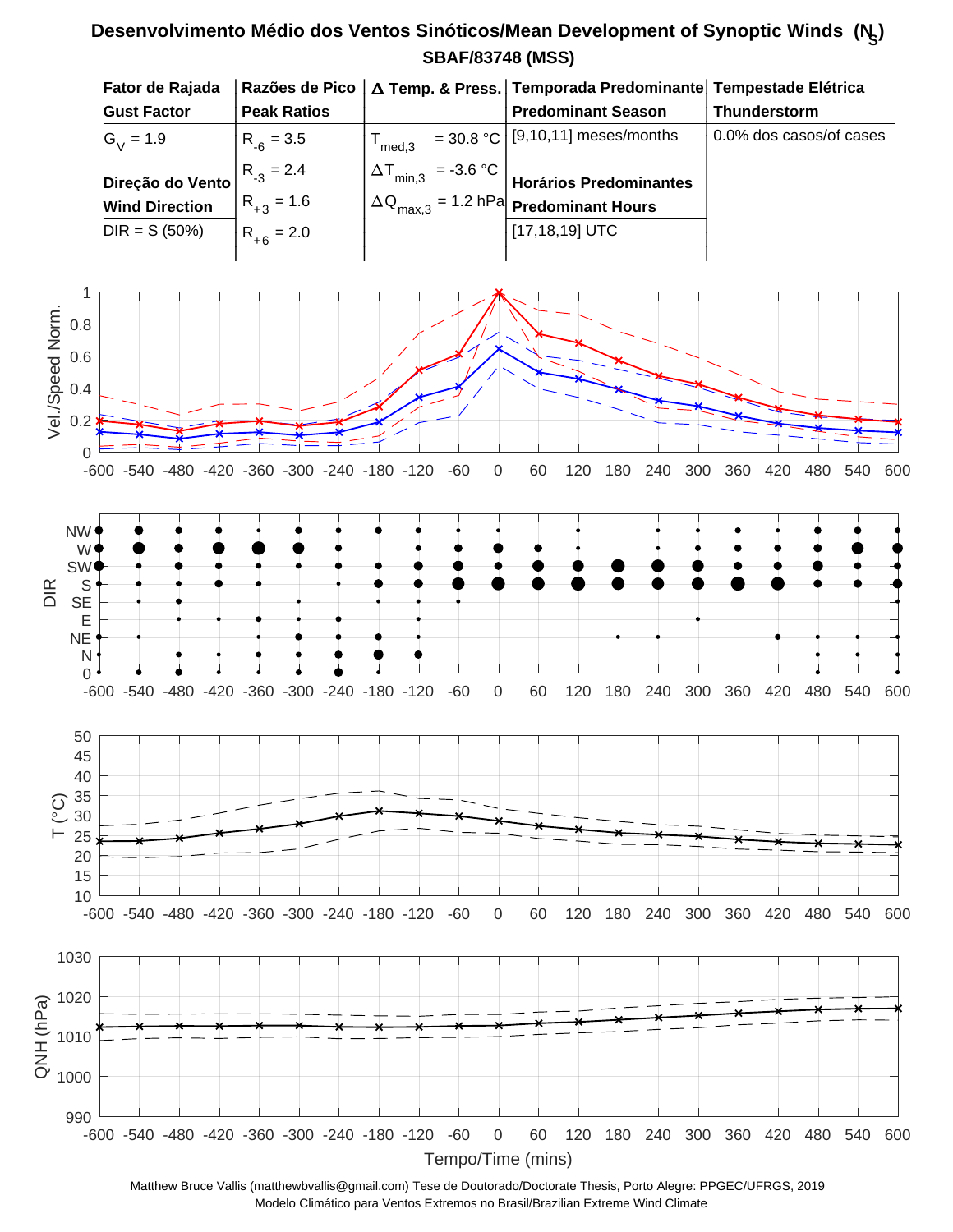# Desenvolvimento Médio dos Ventos Sinóticos/Mean Development of Synoptic Winds ($N_S$)

## SBAF/83748 (MSS)

| Fator de Rajada / Gust Factor | Razões de Pico / Peak Ratios | Δ Temp. & Press. | Temporada Predominante / Predominant Season | Tempestade Elétrica / Thunderstorm |
|---|---|---|---|---|
| $G_V$ = 1.9 | $R_{-6}$ = 3.5 | $T_{med,3}$ = 30.8 °C | [9,10,11] meses/months | 0.0% dos casos/of cases |
| **Direção do Vento / Wind Direction** | $R_{-3}$ = 2.4 | $\Delta T_{min,3}$ = -3.6 °C | **Horários Predominantes / Predominant Hours** | |
| DIR = S (50%) | $R_{+3}$ = 1.6 | $\Delta Q_{max,3}$ = 1.2 hPa | [17,18,19] UTC | |
| | $R_{+6}$ = 2.0 | | | |

Vel./Speed Norm.

1
0.8
0.6
0.4
0.2
0

DIR

NW
W
SW
S
SE
E
NE
N
0

T (°C)

50
45
40
35
30
25
20
15
10

QNH (hPa)

1030
1020
1010
1000
990

-600 -540 -480 -420 -360 -300 -240 -180 -120 -60 0 60 120 180 240 300 360 420 480 540 600

Tempo/Time (mins)

Matthew Bruce Vallis (matthewbvallis@gmail.com) Tese de Doutorado/Doctorate Thesis, Porto Alegre: PPGEC/UFRGS, 2019
Modelo Climático para Ventos Extremos no Brasil/Brazilian Extreme Wind Climate